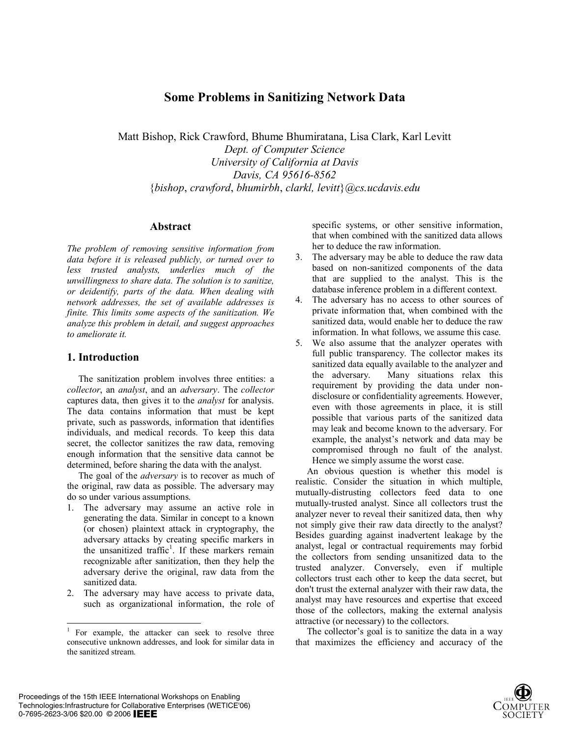# Some Problems in Sanitizing Network Data

Matt Bishop, Rick Crawford, Bhume Bhumiratana, Lisa Clark, Karl Levitt
*Dept. of Computer Science*
*University of California at Davis*
*Davis, CA 95616-8562*
{*bishop*, *crawford*, *bhumirbh*, *clarkl, levitt*}*@cs.ucdavis.edu*

## Abstract

*The problem of removing sensitive information from data before it is released publicly, or turned over to less trusted analysts, underlies much of the unwillingness to share data. The solution is to sanitize, or deidentify, parts of the data. When dealing with network addresses, the set of available addresses is finite. This limits some aspects of the sanitization. We analyze this problem in detail, and suggest approaches to ameliorate it.*

## 1. Introduction

The sanitization problem involves three entities: a *collector*, an *analyst*, and an *adversary*. The *collector* captures data, then gives it to the *analyst* for analysis. The data contains information that must be kept private, such as passwords, information that identifies individuals, and medical records. To keep this data secret, the collector sanitizes the raw data, removing enough information that the sensitive data cannot be determined, before sharing the data with the analyst.

The goal of the *adversary* is to recover as much of the original, raw data as possible. The adversary may do so under various assumptions.

1. The adversary may assume an active role in generating the data. Similar in concept to a known (or chosen) plaintext attack in cryptography, the adversary attacks by creating specific markers in the unsanitized traffic[1]. If these markers remain recognizable after sanitization, then they help the adversary derive the original, raw data from the sanitized data.
2. The adversary may have access to private data, such as organizational information, the role of specific systems, or other sensitive information, that when combined with the sanitized data allows her to deduce the raw information.
3. The adversary may be able to deduce the raw data based on non-sanitized components of the data that are supplied to the analyst. This is the database inference problem in a different context.
4. The adversary has no access to other sources of private information that, when combined with the sanitized data, would enable her to deduce the raw information. In what follows, we assume this case.
5. We also assume that the analyzer operates with full public transparency. The collector makes its sanitized data equally available to the analyzer and the adversary. Many situations relax this requirement by providing the data under non-disclosure or confidentiality agreements. However, even with those agreements in place, it is still possible that various parts of the sanitized data may leak and become known to the adversary. For example, the analyst's network and data may be compromised through no fault of the analyst. Hence we simply assume the worst case.

An obvious question is whether this model is realistic. Consider the situation in which multiple, mutually-distrusting collectors feed data to one mutually-trusted analyst. Since all collectors trust the analyzer never to reveal their sanitized data, then why not simply give their raw data directly to the analyst? Besides guarding against inadvertent leakage by the analyst, legal or contractual requirements may forbid the collectors from sending unsanitized data to the trusted analyzer. Conversely, even if multiple collectors trust each other to keep the data secret, but don't trust the external analyzer with their raw data, the analyst may have resources and expertise that exceed those of the collectors, making the external analysis attractive (or necessary) to the collectors.

The collector's goal is to sanitize the data in a way that maximizes the efficiency and accuracy of the

[1] For example, the attacker can seek to resolve three consecutive unknown addresses, and look for similar data in the sanitized stream.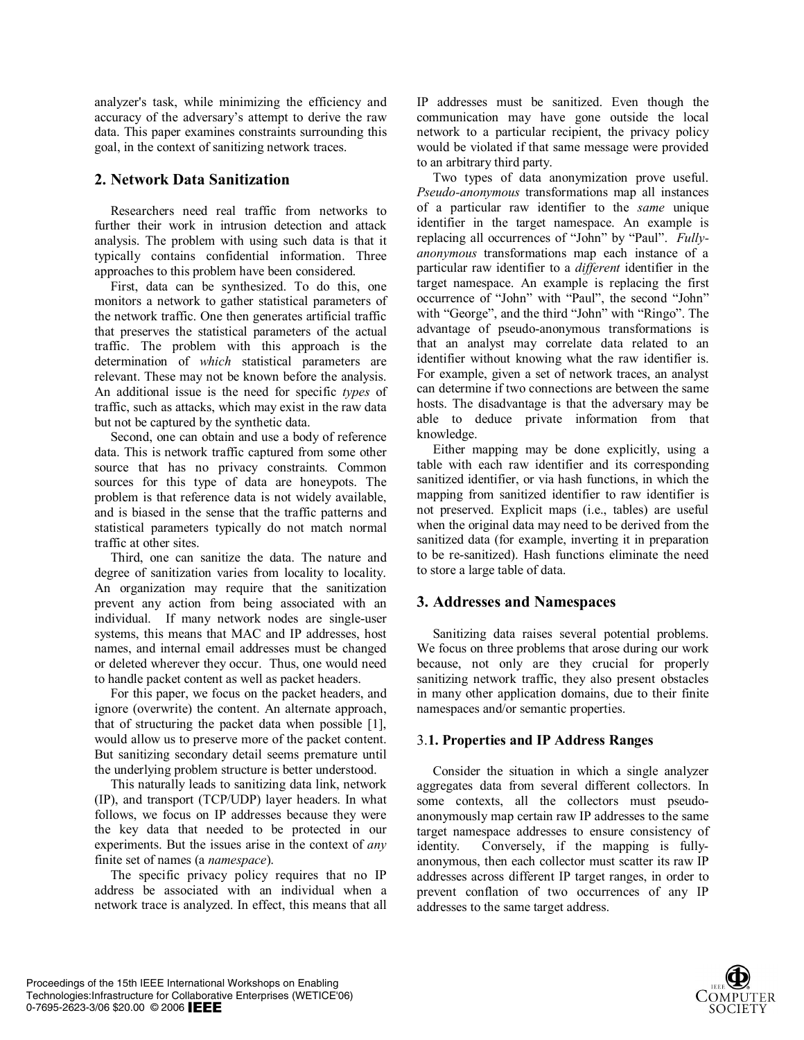analyzer's task, while minimizing the efficiency and accuracy of the adversary's attempt to derive the raw data. This paper examines constraints surrounding this goal, in the context of sanitizing network traces.

## 2. Network Data Sanitization

Researchers need real traffic from networks to further their work in intrusion detection and attack analysis. The problem with using such data is that it typically contains confidential information. Three approaches to this problem have been considered.

First, data can be synthesized. To do this, one monitors a network to gather statistical parameters of the network traffic. One then generates artificial traffic that preserves the statistical parameters of the actual traffic. The problem with this approach is the determination of *which* statistical parameters are relevant. These may not be known before the analysis. An additional issue is the need for specific *types* of traffic, such as attacks, which may exist in the raw data but not be captured by the synthetic data.

Second, one can obtain and use a body of reference data. This is network traffic captured from some other source that has no privacy constraints. Common sources for this type of data are honeypots. The problem is that reference data is not widely available, and is biased in the sense that the traffic patterns and statistical parameters typically do not match normal traffic at other sites.

Third, one can sanitize the data. The nature and degree of sanitization varies from locality to locality. An organization may require that the sanitization prevent any action from being associated with an individual. If many network nodes are single-user systems, this means that MAC and IP addresses, host names, and internal email addresses must be changed or deleted wherever they occur. Thus, one would need to handle packet content as well as packet headers.

For this paper, we focus on the packet headers, and ignore (overwrite) the content. An alternate approach, that of structuring the packet data when possible [1], would allow us to preserve more of the packet content. But sanitizing secondary detail seems premature until the underlying problem structure is better understood.

This naturally leads to sanitizing data link, network (IP), and transport (TCP/UDP) layer headers. In what follows, we focus on IP addresses because they were the key data that needed to be protected in our experiments. But the issues arise in the context of *any* finite set of names (a *namespace*).

The specific privacy policy requires that no IP address be associated with an individual when a network trace is analyzed. In effect, this means that all IP addresses must be sanitized. Even though the communication may have gone outside the local network to a particular recipient, the privacy policy would be violated if that same message were provided to an arbitrary third party.

Two types of data anonymization prove useful. *Pseudo-anonymous* transformations map all instances of a particular raw identifier to the *same* unique identifier in the target namespace. An example is replacing all occurrences of "John" by "Paul". *Fully-anonymous* transformations map each instance of a particular raw identifier to a *different* identifier in the target namespace. An example is replacing the first occurrence of "John" with "Paul", the second "John" with "George", and the third "John" with "Ringo". The advantage of pseudo-anonymous transformations is that an analyst may correlate data related to an identifier without knowing what the raw identifier is. For example, given a set of network traces, an analyst can determine if two connections are between the same hosts. The disadvantage is that the adversary may be able to deduce private information from that knowledge.

Either mapping may be done explicitly, using a table with each raw identifier and its corresponding sanitized identifier, or via hash functions, in which the mapping from sanitized identifier to raw identifier is not preserved. Explicit maps (i.e., tables) are useful when the original data may need to be derived from the sanitized data (for example, inverting it in preparation to be re-sanitized). Hash functions eliminate the need to store a large table of data.

## 3. Addresses and Namespaces

Sanitizing data raises several potential problems. We focus on three problems that arose during our work because, not only are they crucial for properly sanitizing network traffic, they also present obstacles in many other application domains, due to their finite namespaces and/or semantic properties.

### 3.1. Properties and IP Address Ranges

Consider the situation in which a single analyzer aggregates data from several different collectors. In some contexts, all the collectors must pseudo-anonymously map certain raw IP addresses to the same target namespace addresses to ensure consistency of identity. Conversely, if the mapping is fully-anonymous, then each collector must scatter its raw IP addresses across different IP target ranges, in order to prevent conflation of two occurrences of any IP addresses to the same target address.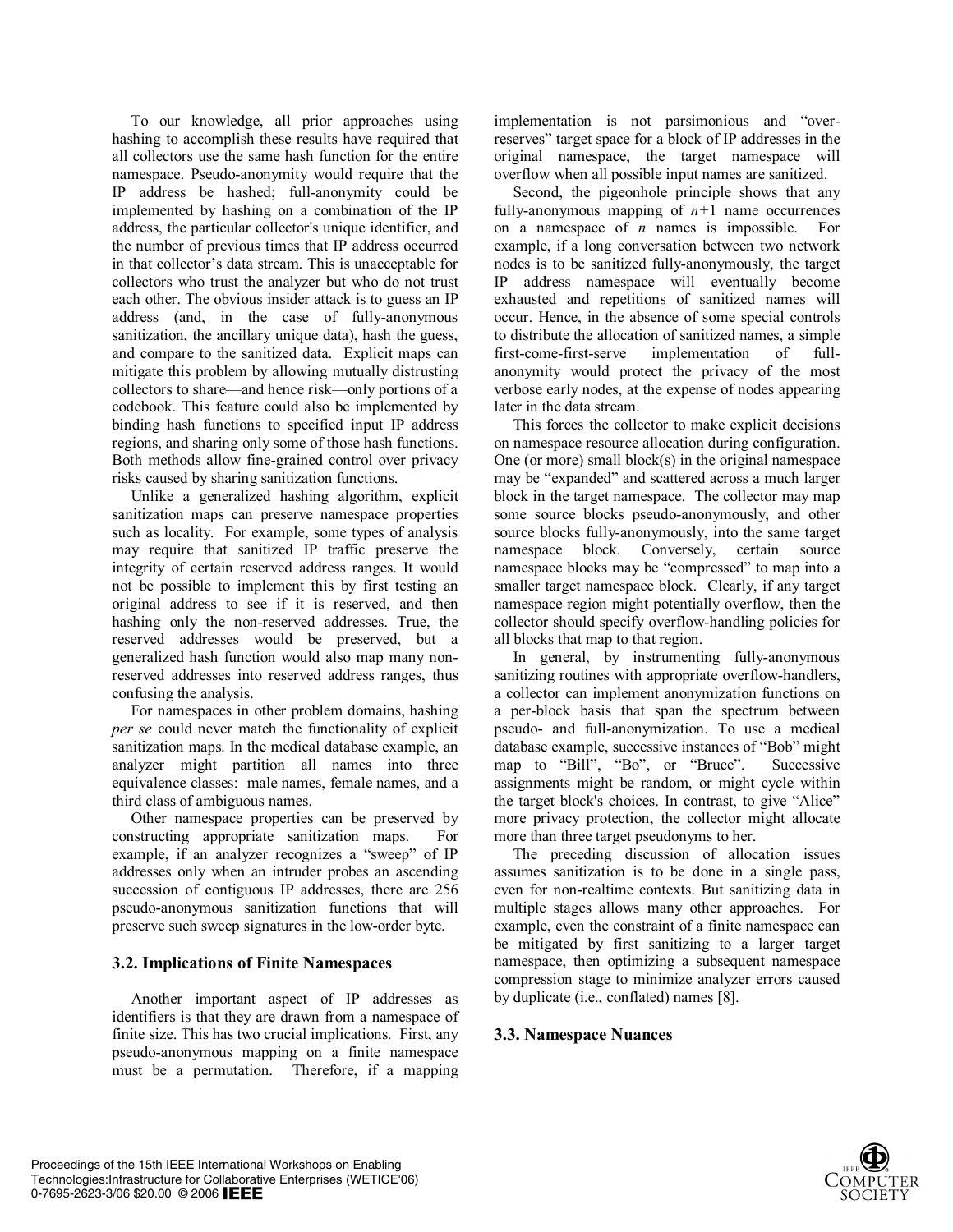To our knowledge, all prior approaches using hashing to accomplish these results have required that all collectors use the same hash function for the entire namespace. Pseudo-anonymity would require that the IP address be hashed; full-anonymity could be implemented by hashing on a combination of the IP address, the particular collector's unique identifier, and the number of previous times that IP address occurred in that collector's data stream. This is unacceptable for collectors who trust the analyzer but who do not trust each other. The obvious insider attack is to guess an IP address (and, in the case of fully-anonymous sanitization, the ancillary unique data), hash the guess, and compare to the sanitized data. Explicit maps can mitigate this problem by allowing mutually distrusting collectors to share—and hence risk—only portions of a codebook. This feature could also be implemented by binding hash functions to specified input IP address regions, and sharing only some of those hash functions. Both methods allow fine-grained control over privacy risks caused by sharing sanitization functions.

Unlike a generalized hashing algorithm, explicit sanitization maps can preserve namespace properties such as locality. For example, some types of analysis may require that sanitized IP traffic preserve the integrity of certain reserved address ranges. It would not be possible to implement this by first testing an original address to see if it is reserved, and then hashing only the non-reserved addresses. True, the reserved addresses would be preserved, but a generalized hash function would also map many non-reserved addresses into reserved address ranges, thus confusing the analysis.

For namespaces in other problem domains, hashing *per se* could never match the functionality of explicit sanitization maps. In the medical database example, an analyzer might partition all names into three equivalence classes: male names, female names, and a third class of ambiguous names.

Other namespace properties can be preserved by constructing appropriate sanitization maps. For example, if an analyzer recognizes a "sweep" of IP addresses only when an intruder probes an ascending succession of contiguous IP addresses, there are 256 pseudo-anonymous sanitization functions that will preserve such sweep signatures in the low-order byte.

### 3.2. Implications of Finite Namespaces

Another important aspect of IP addresses as identifiers is that they are drawn from a namespace of finite size. This has two crucial implications. First, any pseudo-anonymous mapping on a finite namespace must be a permutation. Therefore, if a mapping implementation is not parsimonious and "over-reserves" target space for a block of IP addresses in the original namespace, the target namespace will overflow when all possible input names are sanitized.

Second, the pigeonhole principle shows that any fully-anonymous mapping of $n+1$ name occurrences on a namespace of $n$ names is impossible. For example, if a long conversation between two network nodes is to be sanitized fully-anonymously, the target IP address namespace will eventually become exhausted and repetitions of sanitized names will occur. Hence, in the absence of some special controls to distribute the allocation of sanitized names, a simple first-come-first-serve implementation of full-anonymity would protect the privacy of the most verbose early nodes, at the expense of nodes appearing later in the data stream.

This forces the collector to make explicit decisions on namespace resource allocation during configuration. One (or more) small block(s) in the original namespace may be "expanded" and scattered across a much larger block in the target namespace. The collector may map some source blocks pseudo-anonymously, and other source blocks fully-anonymously, into the same target namespace block. Conversely, certain source namespace blocks may be "compressed" to map into a smaller target namespace block. Clearly, if any target namespace region might potentially overflow, then the collector should specify overflow-handling policies for all blocks that map to that region.

In general, by instrumenting fully-anonymous sanitizing routines with appropriate overflow-handlers, a collector can implement anonymization functions on a per-block basis that span the spectrum between pseudo- and full-anonymization. To use a medical database example, successive instances of "Bob" might map to "Bill", "Bo", or "Bruce". Successive assignments might be random, or might cycle within the target block's choices. In contrast, to give "Alice" more privacy protection, the collector might allocate more than three target pseudonyms to her.

The preceding discussion of allocation issues assumes sanitization is to be done in a single pass, even for non-realtime contexts. But sanitizing data in multiple stages allows many other approaches. For example, even the constraint of a finite namespace can be mitigated by first sanitizing to a larger target namespace, then optimizing a subsequent namespace compression stage to minimize analyzer errors caused by duplicate (i.e., conflated) names [8].

### 3.3. Namespace Nuances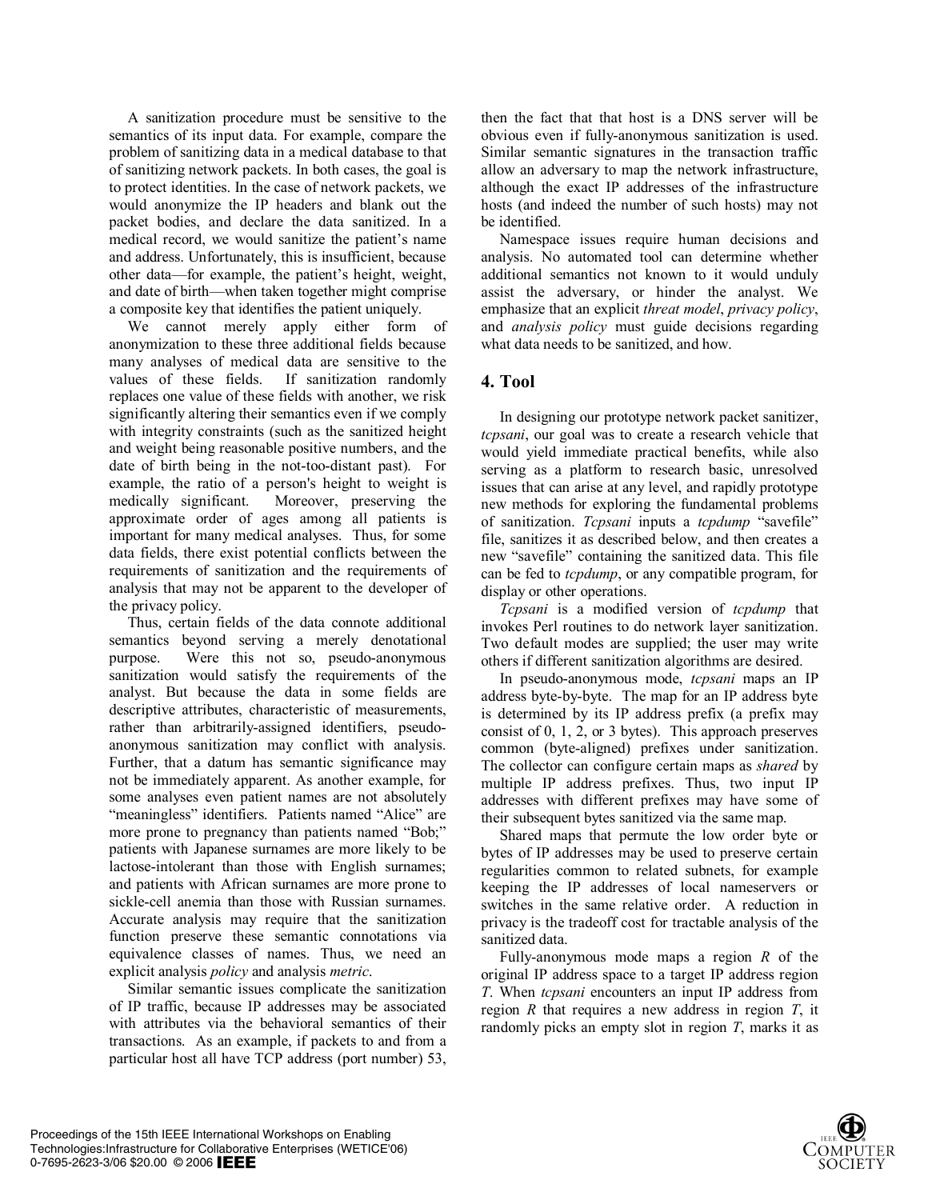A sanitization procedure must be sensitive to the semantics of its input data. For example, compare the problem of sanitizing data in a medical database to that of sanitizing network packets. In both cases, the goal is to protect identities. In the case of network packets, we would anonymize the IP headers and blank out the packet bodies, and declare the data sanitized. In a medical record, we would sanitize the patient's name and address. Unfortunately, this is insufficient, because other data—for example, the patient's height, weight, and date of birth—when taken together might comprise a composite key that identifies the patient uniquely.

We cannot merely apply either form of anonymization to these three additional fields because many analyses of medical data are sensitive to the values of these fields. If sanitization randomly replaces one value of these fields with another, we risk significantly altering their semantics even if we comply with integrity constraints (such as the sanitized height and weight being reasonable positive numbers, and the date of birth being in the not-too-distant past). For example, the ratio of a person's height to weight is medically significant. Moreover, preserving the approximate order of ages among all patients is important for many medical analyses. Thus, for some data fields, there exist potential conflicts between the requirements of sanitization and the requirements of analysis that may not be apparent to the developer of the privacy policy.

Thus, certain fields of the data connote additional semantics beyond serving a merely denotational purpose. Were this not so, pseudo-anonymous sanitization would satisfy the requirements of the analyst. But because the data in some fields are descriptive attributes, characteristic of measurements, rather than arbitrarily-assigned identifiers, pseudo-anonymous sanitization may conflict with analysis. Further, that a datum has semantic significance may not be immediately apparent. As another example, for some analyses even patient names are not absolutely "meaningless" identifiers. Patients named "Alice" are more prone to pregnancy than patients named "Bob;" patients with Japanese surnames are more likely to be lactose-intolerant than those with English surnames; and patients with African surnames are more prone to sickle-cell anemia than those with Russian surnames. Accurate analysis may require that the sanitization function preserve these semantic connotations via equivalence classes of names. Thus, we need an explicit analysis *policy* and analysis *metric*.

Similar semantic issues complicate the sanitization of IP traffic, because IP addresses may be associated with attributes via the behavioral semantics of their transactions. As an example, if packets to and from a particular host all have TCP address (port number) 53, then the fact that that host is a DNS server will be obvious even if fully-anonymous sanitization is used. Similar semantic signatures in the transaction traffic allow an adversary to map the network infrastructure, although the exact IP addresses of the infrastructure hosts (and indeed the number of such hosts) may not be identified.

Namespace issues require human decisions and analysis. No automated tool can determine whether additional semantics not known to it would unduly assist the adversary, or hinder the analyst. We emphasize that an explicit *threat model*, *privacy policy*, and *analysis policy* must guide decisions regarding what data needs to be sanitized, and how.

## 4. Tool

In designing our prototype network packet sanitizer, *tcpsani*, our goal was to create a research vehicle that would yield immediate practical benefits, while also serving as a platform to research basic, unresolved issues that can arise at any level, and rapidly prototype new methods for exploring the fundamental problems of sanitization. *Tcpsani* inputs a *tcpdump* "savefile" file, sanitizes it as described below, and then creates a new "savefile" containing the sanitized data. This file can be fed to *tcpdump*, or any compatible program, for display or other operations.

*Tcpsani* is a modified version of *tcpdump* that invokes Perl routines to do network layer sanitization. Two default modes are supplied; the user may write others if different sanitization algorithms are desired.

In pseudo-anonymous mode, *tcpsani* maps an IP address byte-by-byte. The map for an IP address byte is determined by its IP address prefix (a prefix may consist of 0, 1, 2, or 3 bytes). This approach preserves common (byte-aligned) prefixes under sanitization. The collector can configure certain maps as *shared* by multiple IP address prefixes. Thus, two input IP addresses with different prefixes may have some of their subsequent bytes sanitized via the same map.

Shared maps that permute the low order byte or bytes of IP addresses may be used to preserve certain regularities common to related subnets, for example keeping the IP addresses of local nameservers or switches in the same relative order. A reduction in privacy is the tradeoff cost for tractable analysis of the sanitized data.

Fully-anonymous mode maps a region $R$ of the original IP address space to a target IP address region $T$. When *tcpsani* encounters an input IP address from region $R$ that requires a new address in region $T$, it randomly picks an empty slot in region $T$, marks it as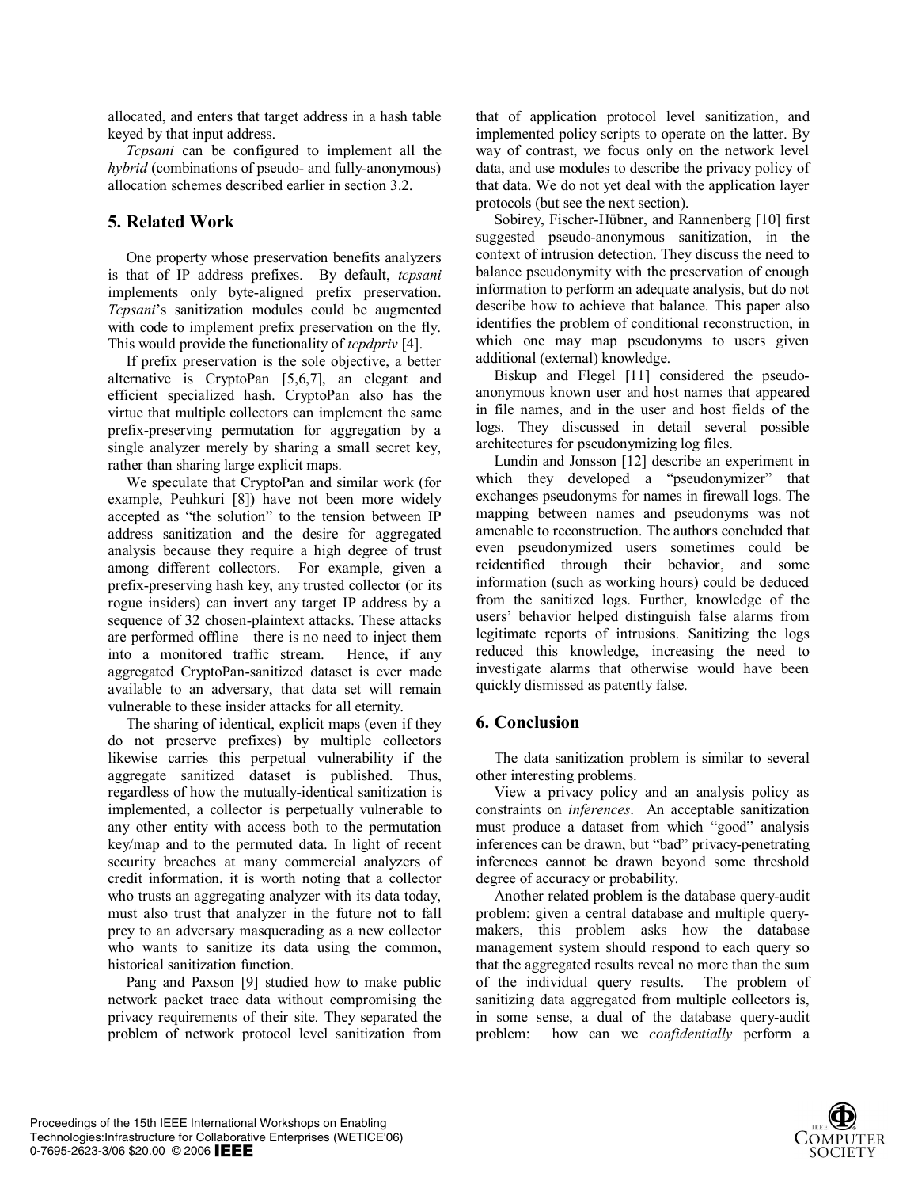allocated, and enters that target address in a hash table keyed by that input address.

*Tcpsani* can be configured to implement all the *hybrid* (combinations of pseudo- and fully-anonymous) allocation schemes described earlier in section 3.2.

## 5. Related Work

One property whose preservation benefits analyzers is that of IP address prefixes. By default, *tcpsani* implements only byte-aligned prefix preservation. *Tcpsani*'s sanitization modules could be augmented with code to implement prefix preservation on the fly. This would provide the functionality of *tcpdpriv* [4].

If prefix preservation is the sole objective, a better alternative is CryptoPan [5,6,7], an elegant and efficient specialized hash. CryptoPan also has the virtue that multiple collectors can implement the same prefix-preserving permutation for aggregation by a single analyzer merely by sharing a small secret key, rather than sharing large explicit maps.

We speculate that CryptoPan and similar work (for example, Peuhkuri [8]) have not been more widely accepted as "the solution" to the tension between IP address sanitization and the desire for aggregated analysis because they require a high degree of trust among different collectors. For example, given a prefix-preserving hash key, any trusted collector (or its rogue insiders) can invert any target IP address by a sequence of 32 chosen-plaintext attacks. These attacks are performed offline—there is no need to inject them into a monitored traffic stream. Hence, if any aggregated CryptoPan-sanitized dataset is ever made available to an adversary, that data set will remain vulnerable to these insider attacks for all eternity.

The sharing of identical, explicit maps (even if they do not preserve prefixes) by multiple collectors likewise carries this perpetual vulnerability if the aggregate sanitized dataset is published. Thus, regardless of how the mutually-identical sanitization is implemented, a collector is perpetually vulnerable to any other entity with access both to the permutation key/map and to the permuted data. In light of recent security breaches at many commercial analyzers of credit information, it is worth noting that a collector who trusts an aggregating analyzer with its data today, must also trust that analyzer in the future not to fall prey to an adversary masquerading as a new collector who wants to sanitize its data using the common, historical sanitization function.

Pang and Paxson [9] studied how to make public network packet trace data without compromising the privacy requirements of their site. They separated the problem of network protocol level sanitization from that of application protocol level sanitization, and implemented policy scripts to operate on the latter. By way of contrast, we focus only on the network level data, and use modules to describe the privacy policy of that data. We do not yet deal with the application layer protocols (but see the next section).

Sobirey, Fischer-Hübner, and Rannenberg [10] first suggested pseudo-anonymous sanitization, in the context of intrusion detection. They discuss the need to balance pseudonymity with the preservation of enough information to perform an adequate analysis, but do not describe how to achieve that balance. This paper also identifies the problem of conditional reconstruction, in which one may map pseudonyms to users given additional (external) knowledge.

Biskup and Flegel [11] considered the pseudo-anonymous known user and host names that appeared in file names, and in the user and host fields of the logs. They discussed in detail several possible architectures for pseudonymizing log files.

Lundin and Jonsson [12] describe an experiment in which they developed a "pseudonymizer" that exchanges pseudonyms for names in firewall logs. The mapping between names and pseudonyms was not amenable to reconstruction. The authors concluded that even pseudonymized users sometimes could be reidentified through their behavior, and some information (such as working hours) could be deduced from the sanitized logs. Further, knowledge of the users' behavior helped distinguish false alarms from legitimate reports of intrusions. Sanitizing the logs reduced this knowledge, increasing the need to investigate alarms that otherwise would have been quickly dismissed as patently false.

## 6. Conclusion

The data sanitization problem is similar to several other interesting problems.

View a privacy policy and an analysis policy as constraints on *inferences*. An acceptable sanitization must produce a dataset from which "good" analysis inferences can be drawn, but "bad" privacy-penetrating inferences cannot be drawn beyond some threshold degree of accuracy or probability.

Another related problem is the database query-audit problem: given a central database and multiple query-makers, this problem asks how the database management system should respond to each query so that the aggregated results reveal no more than the sum of the individual query results. The problem of sanitizing data aggregated from multiple collectors is, in some sense, a dual of the database query-audit problem: how can we *confidentially* perform a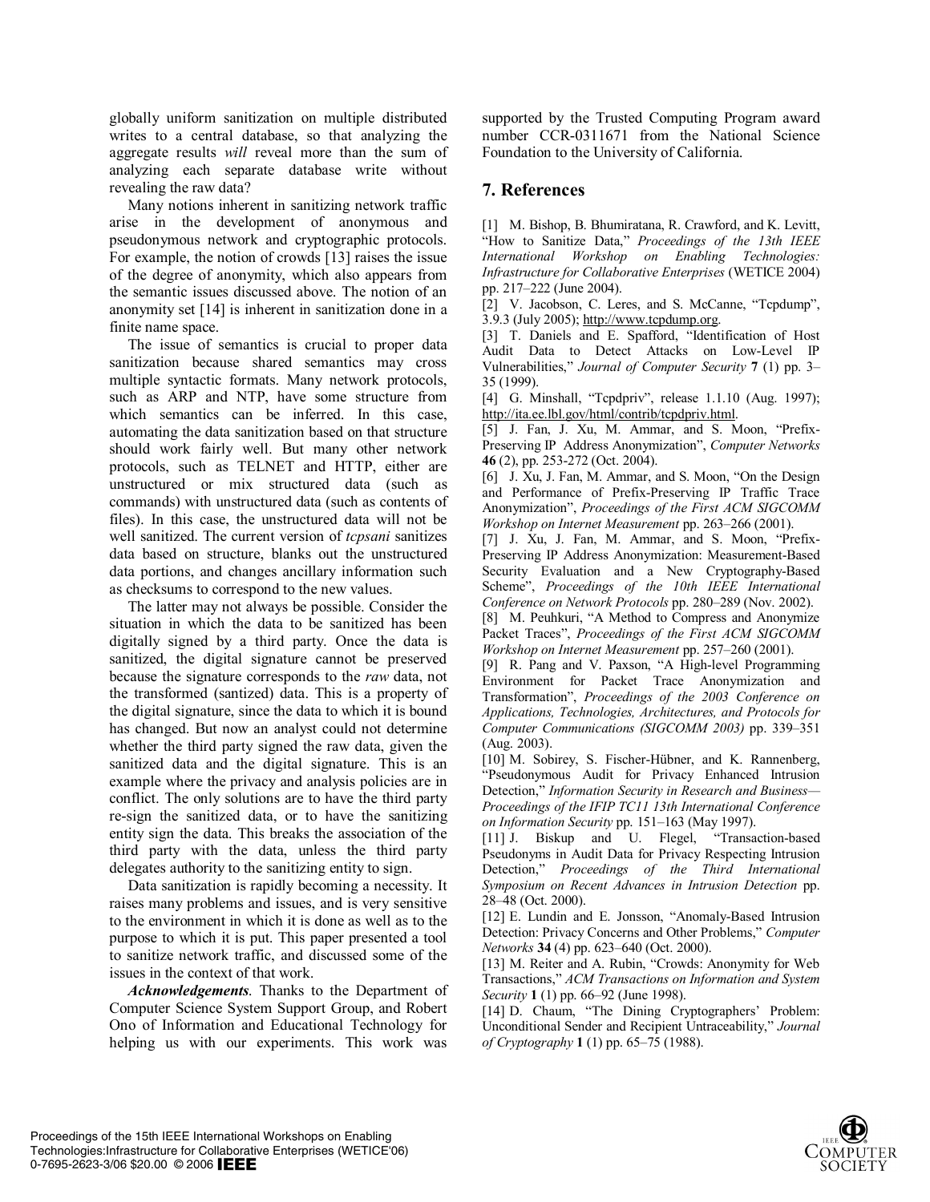globally uniform sanitization on multiple distributed writes to a central database, so that analyzing the aggregate results *will* reveal more than the sum of analyzing each separate database write without revealing the raw data?

Many notions inherent in sanitizing network traffic arise in the development of anonymous and pseudonymous network and cryptographic protocols. For example, the notion of crowds [13] raises the issue of the degree of anonymity, which also appears from the semantic issues discussed above. The notion of an anonymity set [14] is inherent in sanitization done in a finite name space.

The issue of semantics is crucial to proper data sanitization because shared semantics may cross multiple syntactic formats. Many network protocols, such as ARP and NTP, have some structure from which semantics can be inferred. In this case, automating the data sanitization based on that structure should work fairly well. But many other network protocols, such as TELNET and HTTP, either are unstructured or mix structured data (such as commands) with unstructured data (such as contents of files). In this case, the unstructured data will not be well sanitized. The current version of *tcpsani* sanitizes data based on structure, blanks out the unstructured data portions, and changes ancillary information such as checksums to correspond to the new values.

The latter may not always be possible. Consider the situation in which the data to be sanitized has been digitally signed by a third party. Once the data is sanitized, the digital signature cannot be preserved because the signature corresponds to the *raw* data, not the transformed (santized) data. This is a property of the digital signature, since the data to which it is bound has changed. But now an analyst could not determine whether the third party signed the raw data, given the sanitized data and the digital signature. This is an example where the privacy and analysis policies are in conflict. The only solutions are to have the third party re-sign the sanitized data, or to have the sanitizing entity sign the data. This breaks the association of the third party with the data, unless the third party delegates authority to the sanitizing entity to sign.

Data sanitization is rapidly becoming a necessity. It raises many problems and issues, and is very sensitive to the environment in which it is done as well as to the purpose to which it is put. This paper presented a tool to sanitize network traffic, and discussed some of the issues in the context of that work.

***Acknowledgements***. Thanks to the Department of Computer Science System Support Group, and Robert Ono of Information and Educational Technology for helping us with our experiments. This work was supported by the Trusted Computing Program award number CCR-0311671 from the National Science Foundation to the University of California.

## 7. References

[1] M. Bishop, B. Bhumiratana, R. Crawford, and K. Levitt, "How to Sanitize Data," *Proceedings of the 13th IEEE International Workshop on Enabling Technologies: Infrastructure for Collaborative Enterprises* (WETICE 2004) pp. 217–222 (June 2004).

[2] V. Jacobson, C. Leres, and S. McCanne, "Tcpdump", 3.9.3 (July 2005); http://www.tcpdump.org.

[3] T. Daniels and E. Spafford, "Identification of Host Audit Data to Detect Attacks on Low-Level IP Vulnerabilities," *Journal of Computer Security* **7** (1) pp. 3–35 (1999).

[4] G. Minshall, "Tcpdpriv", release 1.1.10 (Aug. 1997); http://ita.ee.lbl.gov/html/contrib/tcpdpriv.html.

[5] J. Fan, J. Xu, M. Ammar, and S. Moon, "Prefix-Preserving IP Address Anonymization", *Computer Networks* **46** (2), pp. 253-272 (Oct. 2004).

[6] J. Xu, J. Fan, M. Ammar, and S. Moon, "On the Design and Performance of Prefix-Preserving IP Traffic Trace Anonymization", *Proceedings of the First ACM SIGCOMM Workshop on Internet Measurement* pp. 263–266 (2001).

[7] J. Xu, J. Fan, M. Ammar, and S. Moon, "Prefix-Preserving IP Address Anonymization: Measurement-Based Security Evaluation and a New Cryptography-Based Scheme", *Proceedings of the 10th IEEE International Conference on Network Protocols* pp. 280–289 (Nov. 2002).

[8] M. Peuhkuri, "A Method to Compress and Anonymize Packet Traces", *Proceedings of the First ACM SIGCOMM Workshop on Internet Measurement* pp. 257–260 (2001).

[9] R. Pang and V. Paxson, "A High-level Programming Environment for Packet Trace Anonymization and Transformation", *Proceedings of the 2003 Conference on Applications, Technologies, Architectures, and Protocols for Computer Communications (SIGCOMM 2003)* pp. 339–351 (Aug. 2003).

[10] M. Sobirey, S. Fischer-Hübner, and K. Rannenberg, "Pseudonymous Audit for Privacy Enhanced Intrusion Detection," *Information Security in Research and Business—Proceedings of the IFIP TC11 13th International Conference on Information Security* pp. 151–163 (May 1997).

[11] J. Biskup and U. Flegel, "Transaction-based Pseudonyms in Audit Data for Privacy Respecting Intrusion Detection," *Proceedings of the Third International Symposium on Recent Advances in Intrusion Detection* pp. 28–48 (Oct. 2000).

[12] E. Lundin and E. Jonsson, "Anomaly-Based Intrusion Detection: Privacy Concerns and Other Problems," *Computer Networks* **34** (4) pp. 623–640 (Oct. 2000).

[13] M. Reiter and A. Rubin, "Crowds: Anonymity for Web Transactions," *ACM Transactions on Information and System Security* **1** (1) pp. 66–92 (June 1998).

[14] D. Chaum, "The Dining Cryptographers' Problem: Unconditional Sender and Recipient Untraceability," *Journal of Cryptography* **1** (1) pp. 65–75 (1988).